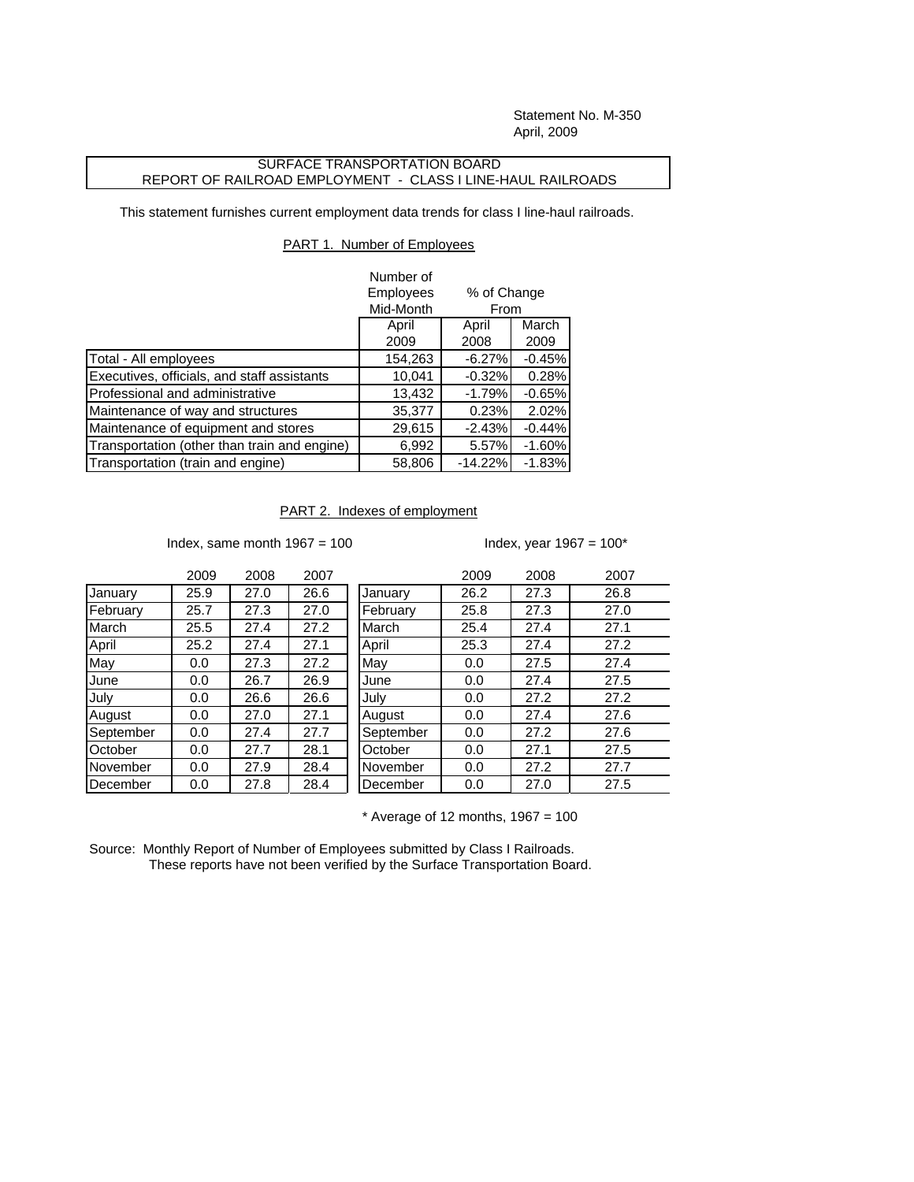Statement No. M-350
April, 2009

## SURFACE TRANSPORTATION BOARD
## REPORT OF RAILROAD EMPLOYMENT - CLASS I LINE-HAUL RAILROADS

This statement furnishes current employment data trends for class I line-haul railroads.

### PART 1. Number of Employees

| | Number of Employees Mid-Month | % of Change From | |
|---|---|---|---|
| | April 2009 | April 2008 | March 2009 |
| Total - All employees | 154,263 | -6.27% | -0.45% |
| Executives, officials, and staff assistants | 10,041 | -0.32% | 0.28% |
| Professional and administrative | 13,432 | -1.79% | -0.65% |
| Maintenance of way and structures | 35,377 | 0.23% | 2.02% |
| Maintenance of equipment and stores | 29,615 | -2.43% | -0.44% |
| Transportation (other than train and engine) | 6,992 | 5.57% | -1.60% |
| Transportation (train and engine) | 58,806 | -14.22% | -1.83% |

### PART 2. Indexes of employment

Index, same month 1967 = 100

| | 2009 | 2008 | 2007 |
|---|---|---|---|
| January | 25.9 | 27.0 | 26.6 |
| February | 25.7 | 27.3 | 27.0 |
| March | 25.5 | 27.4 | 27.2 |
| April | 25.2 | 27.4 | 27.1 |
| May | 0.0 | 27.3 | 27.2 |
| June | 0.0 | 26.7 | 26.9 |
| July | 0.0 | 26.6 | 26.6 |
| August | 0.0 | 27.0 | 27.1 |
| September | 0.0 | 27.4 | 27.7 |
| October | 0.0 | 27.7 | 28.1 |
| November | 0.0 | 27.9 | 28.4 |
| December | 0.0 | 27.8 | 28.4 |

Index, year 1967 = 100*

| | 2009 | 2008 | 2007 |
|---|---|---|---|
| January | 26.2 | 27.3 | 26.8 |
| February | 25.8 | 27.3 | 27.0 |
| March | 25.4 | 27.4 | 27.1 |
| April | 25.3 | 27.4 | 27.2 |
| May | 0.0 | 27.5 | 27.4 |
| June | 0.0 | 27.4 | 27.5 |
| July | 0.0 | 27.2 | 27.2 |
| August | 0.0 | 27.4 | 27.6 |
| September | 0.0 | 27.2 | 27.6 |
| October | 0.0 | 27.1 | 27.5 |
| November | 0.0 | 27.2 | 27.7 |
| December | 0.0 | 27.0 | 27.5 |

\* Average of 12 months, 1967 = 100

Source: Monthly Report of Number of Employees submitted by Class I Railroads.
These reports have not been verified by the Surface Transportation Board.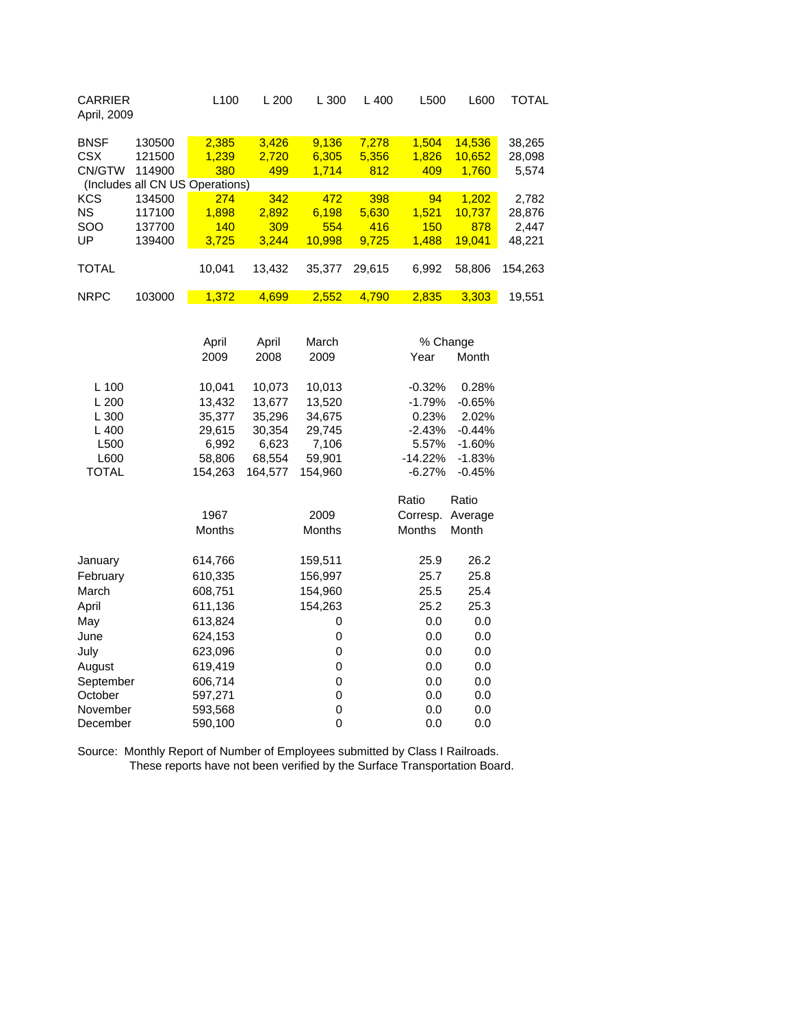| CARRIER April, 2009 | | L100 | L 200 | L 300 | L 400 | L500 | L600 | TOTAL |
|---|---|---|---|---|---|---|---|---|
| BNSF | 130500 | 2,385 | 3,426 | 9,136 | 7,278 | 1,504 | 14,536 | 38,265 |
| CSX | 121500 | 1,239 | 2,720 | 6,305 | 5,356 | 1,826 | 10,652 | 28,098 |
| CN/GTW | 114900 | 380 | 499 | 1,714 | 812 | 409 | 1,760 | 5,574 |
| (Includes all CN US Operations) | | | | | | | | |
| KCS | 134500 | 274 | 342 | 472 | 398 | 94 | 1,202 | 2,782 |
| NS | 117100 | 1,898 | 2,892 | 6,198 | 5,630 | 1,521 | 10,737 | 28,876 |
| SOO | 137700 | 140 | 309 | 554 | 416 | 150 | 878 | 2,447 |
| UP | 139400 | 3,725 | 3,244 | 10,998 | 9,725 | 1,488 | 19,041 | 48,221 |
| TOTAL | | 10,041 | 13,432 | 35,377 | 29,615 | 6,992 | 58,806 | 154,263 |
| NRPC | 103000 | 1,372 | 4,699 | 2,552 | 4,790 | 2,835 | 3,303 | 19,551 |

| | April 2009 | April 2008 | March 2009 | % Change Year | % Change Month |
|---|---|---|---|---|---|
| L 100 | 10,041 | 10,073 | 10,013 | -0.32% | 0.28% |
| L 200 | 13,432 | 13,677 | 13,520 | -1.79% | -0.65% |
| L 300 | 35,377 | 35,296 | 34,675 | 0.23% | 2.02% |
| L 400 | 29,615 | 30,354 | 29,745 | -2.43% | -0.44% |
| L500 | 6,992 | 6,623 | 7,106 | 5.57% | -1.60% |
| L600 | 58,806 | 68,554 | 59,901 | -14.22% | -1.83% |
| TOTAL | 154,263 | 164,577 | 154,960 | -6.27% | -0.45% |

| | 1967 Months | 2009 Months | Ratio Corresp. Months | Ratio Average Month |
|---|---|---|---|---|
| January | 614,766 | 159,511 | 25.9 | 26.2 |
| February | 610,335 | 156,997 | 25.7 | 25.8 |
| March | 608,751 | 154,960 | 25.5 | 25.4 |
| April | 611,136 | 154,263 | 25.2 | 25.3 |
| May | 613,824 | 0 | 0.0 | 0.0 |
| June | 624,153 | 0 | 0.0 | 0.0 |
| July | 623,096 | 0 | 0.0 | 0.0 |
| August | 619,419 | 0 | 0.0 | 0.0 |
| September | 606,714 | 0 | 0.0 | 0.0 |
| October | 597,271 | 0 | 0.0 | 0.0 |
| November | 593,568 | 0 | 0.0 | 0.0 |
| December | 590,100 | 0 | 0.0 | 0.0 |

Source: Monthly Report of Number of Employees submitted by Class I Railroads.
These reports have not been verified by the Surface Transportation Board.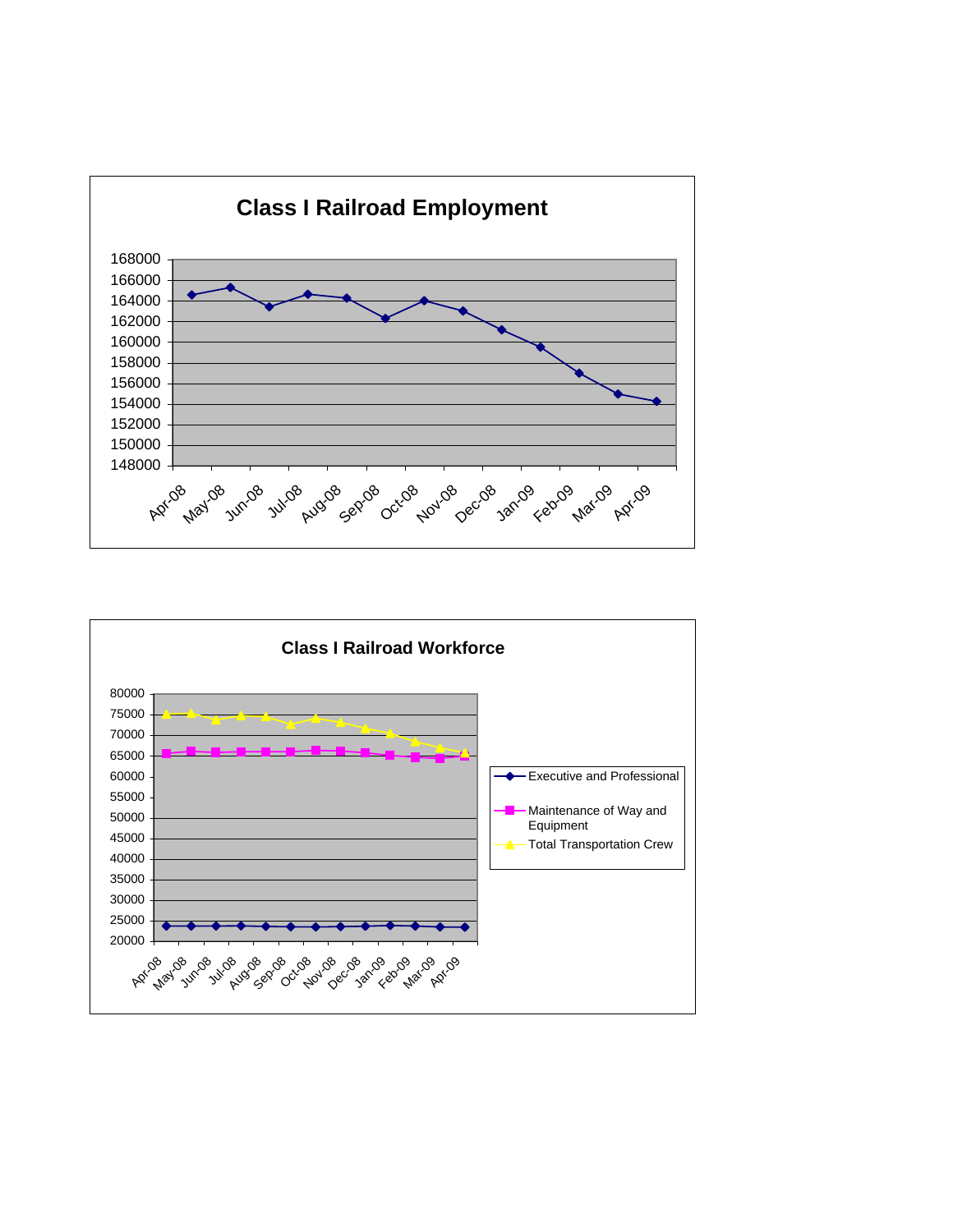Class I Railroad Employment

168000
166000
164000
162000
160000
158000
156000
154000
152000
150000
148000

Apr-08 May-08 Jun-08 Jul-08 Aug-08 Sep-08 Oct-08 Nov-08 Dec-08 Jan-09 Feb-09 Mar-09 Apr-09

Class I Railroad Workforce

80000
75000
70000
65000
60000
55000
50000
45000
40000
35000
30000
25000
20000

Apr-08 May-08 Jun-08 Jul-08 Aug-08 Sep-08 Oct-08 Nov-08 Dec-08 Jan-09 Feb-09 Mar-09 Apr-09

Executive and Professional

Maintenance of Way and Equipment

Total Transportation Crew